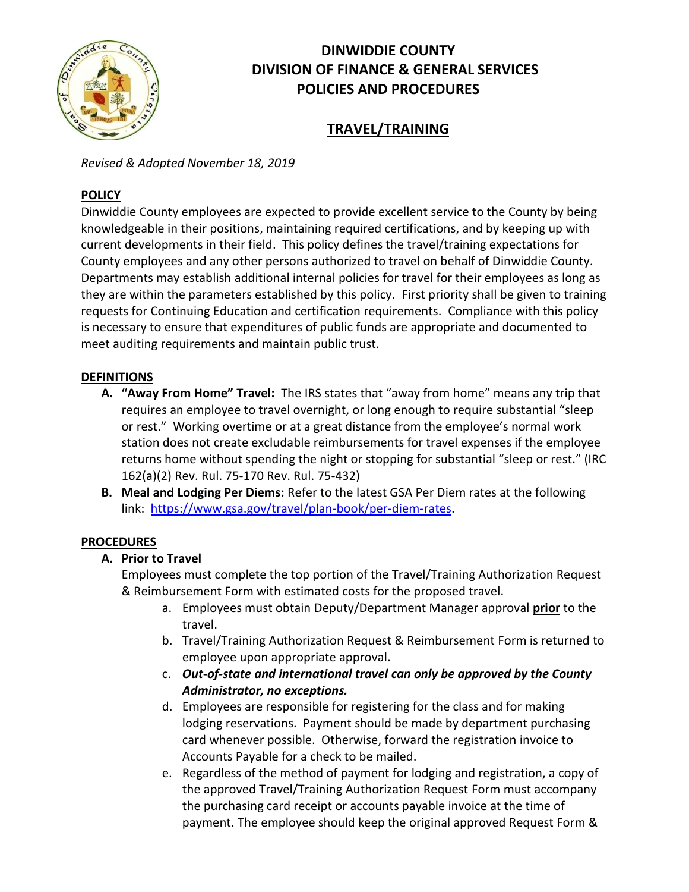# DINWIDDIE COUNTY
# DIVISION OF FINANCE & GENERAL SERVICES
# POLICIES AND PROCEDURES

## TRAVEL/TRAINING

*Revised & Adopted November 18, 2019*

**POLICY**

Dinwiddie County employees are expected to provide excellent service to the County by being knowledgeable in their positions, maintaining required certifications, and by keeping up with current developments in their field. This policy defines the travel/training expectations for County employees and any other persons authorized to travel on behalf of Dinwiddie County. Departments may establish additional internal policies for travel for their employees as long as they are within the parameters established by this policy. First priority shall be given to training requests for Continuing Education and certification requirements. Compliance with this policy is necessary to ensure that expenditures of public funds are appropriate and documented to meet auditing requirements and maintain public trust.

**DEFINITIONS**

A. **"Away From Home" Travel:** The IRS states that "away from home" means any trip that requires an employee to travel overnight, or long enough to require substantial "sleep or rest." Working overtime or at a great distance from the employee's normal work station does not create excludable reimbursements for travel expenses if the employee returns home without spending the night or stopping for substantial "sleep or rest." (IRC 162(a)(2) Rev. Rul. 75-170 Rev. Rul. 75-432)

B. **Meal and Lodging Per Diems:** Refer to the latest GSA Per Diem rates at the following link: https://www.gsa.gov/travel/plan-book/per-diem-rates.

**PROCEDURES**

A. **Prior to Travel**

Employees must complete the top portion of the Travel/Training Authorization Request & Reimbursement Form with estimated costs for the proposed travel.

a. Employees must obtain Deputy/Department Manager approval **prior** to the travel.

b. Travel/Training Authorization Request & Reimbursement Form is returned to employee upon appropriate approval.

c. ***Out-of-state and international travel can only be approved by the County Administrator, no exceptions.***

d. Employees are responsible for registering for the class and for making lodging reservations. Payment should be made by department purchasing card whenever possible. Otherwise, forward the registration invoice to Accounts Payable for a check to be mailed.

e. Regardless of the method of payment for lodging and registration, a copy of the approved Travel/Training Authorization Request Form must accompany the purchasing card receipt or accounts payable invoice at the time of payment. The employee should keep the original approved Request Form &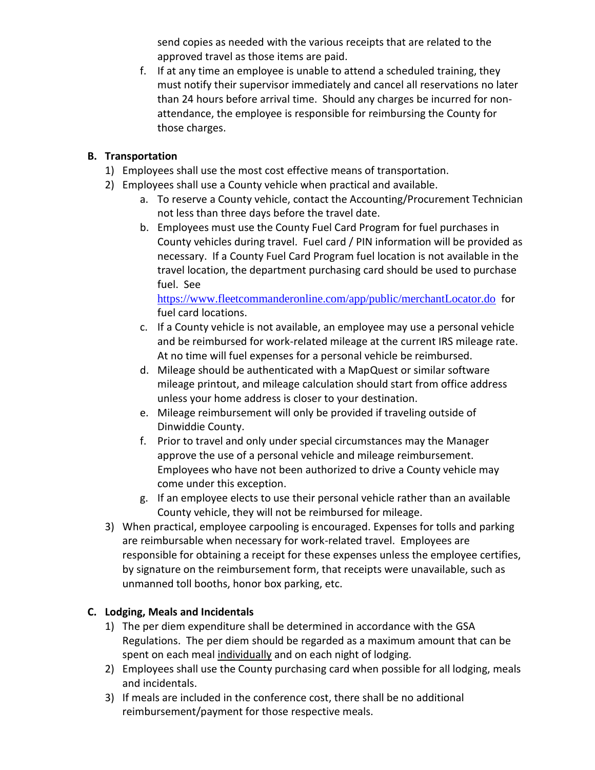send copies as needed with the various receipts that are related to the approved travel as those items are paid.

f. If at any time an employee is unable to attend a scheduled training, they must notify their supervisor immediately and cancel all reservations no later than 24 hours before arrival time. Should any charges be incurred for non-attendance, the employee is responsible for reimbursing the County for those charges.

**B. Transportation**

1) Employees shall use the most cost effective means of transportation.
2) Employees shall use a County vehicle when practical and available.
    a. To reserve a County vehicle, contact the Accounting/Procurement Technician not less than three days before the travel date.
    b. Employees must use the County Fuel Card Program for fuel purchases in County vehicles during travel. Fuel card / PIN information will be provided as necessary. If a County Fuel Card Program fuel location is not available in the travel location, the department purchasing card should be used to purchase fuel. See https://www.fleetcommanderonline.com/app/public/merchantLocator.do for fuel card locations.
    c. If a County vehicle is not available, an employee may use a personal vehicle and be reimbursed for work-related mileage at the current IRS mileage rate. At no time will fuel expenses for a personal vehicle be reimbursed.
    d. Mileage should be authenticated with a MapQuest or similar software mileage printout, and mileage calculation should start from office address unless your home address is closer to your destination.
    e. Mileage reimbursement will only be provided if traveling outside of Dinwiddie County.
    f. Prior to travel and only under special circumstances may the Manager approve the use of a personal vehicle and mileage reimbursement. Employees who have not been authorized to drive a County vehicle may come under this exception.
    g. If an employee elects to use their personal vehicle rather than an available County vehicle, they will not be reimbursed for mileage.
3) When practical, employee carpooling is encouraged. Expenses for tolls and parking are reimbursable when necessary for work-related travel. Employees are responsible for obtaining a receipt for these expenses unless the employee certifies, by signature on the reimbursement form, that receipts were unavailable, such as unmanned toll booths, honor box parking, etc.

**C. Lodging, Meals and Incidentals**

1) The per diem expenditure shall be determined in accordance with the GSA Regulations. The per diem should be regarded as a maximum amount that can be spent on each meal <u>individually</u> and on each night of lodging.
2) Employees shall use the County purchasing card when possible for all lodging, meals and incidentals.
3) If meals are included in the conference cost, there shall be no additional reimbursement/payment for those respective meals.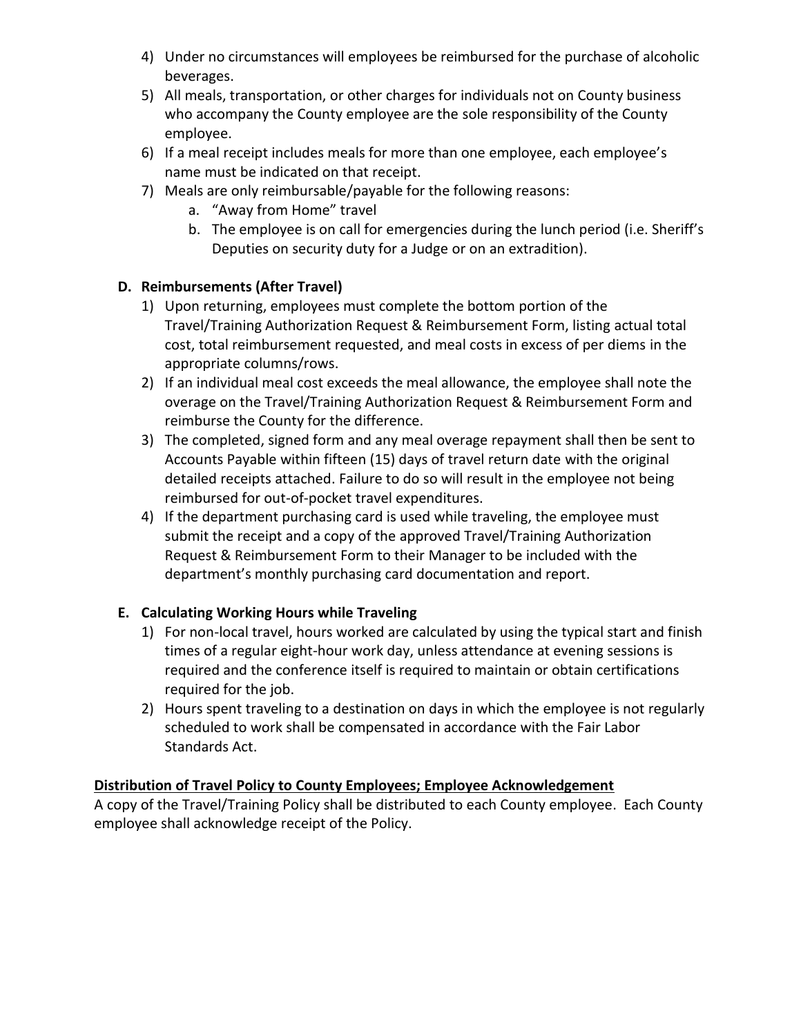4) Under no circumstances will employees be reimbursed for the purchase of alcoholic beverages.
5) All meals, transportation, or other charges for individuals not on County business who accompany the County employee are the sole responsibility of the County employee.
6) If a meal receipt includes meals for more than one employee, each employee's name must be indicated on that receipt.
7) Meals are only reimbursable/payable for the following reasons:
    a. "Away from Home" travel
    b. The employee is on call for emergencies during the lunch period (i.e. Sheriff's Deputies on security duty for a Judge or on an extradition).

**D. Reimbursements (After Travel)**

1) Upon returning, employees must complete the bottom portion of the Travel/Training Authorization Request & Reimbursement Form, listing actual total cost, total reimbursement requested, and meal costs in excess of per diems in the appropriate columns/rows.
2) If an individual meal cost exceeds the meal allowance, the employee shall note the overage on the Travel/Training Authorization Request & Reimbursement Form and reimburse the County for the difference.
3) The completed, signed form and any meal overage repayment shall then be sent to Accounts Payable within fifteen (15) days of travel return date with the original detailed receipts attached. Failure to do so will result in the employee not being reimbursed for out-of-pocket travel expenditures.
4) If the department purchasing card is used while traveling, the employee must submit the receipt and a copy of the approved Travel/Training Authorization Request & Reimbursement Form to their Manager to be included with the department's monthly purchasing card documentation and report.

**E. Calculating Working Hours while Traveling**

1) For non-local travel, hours worked are calculated by using the typical start and finish times of a regular eight-hour work day, unless attendance at evening sessions is required and the conference itself is required to maintain or obtain certifications required for the job.
2) Hours spent traveling to a destination on days in which the employee is not regularly scheduled to work shall be compensated in accordance with the Fair Labor Standards Act.

**Distribution of Travel Policy to County Employees; Employee Acknowledgement**

A copy of the Travel/Training Policy shall be distributed to each County employee. Each County employee shall acknowledge receipt of the Policy.